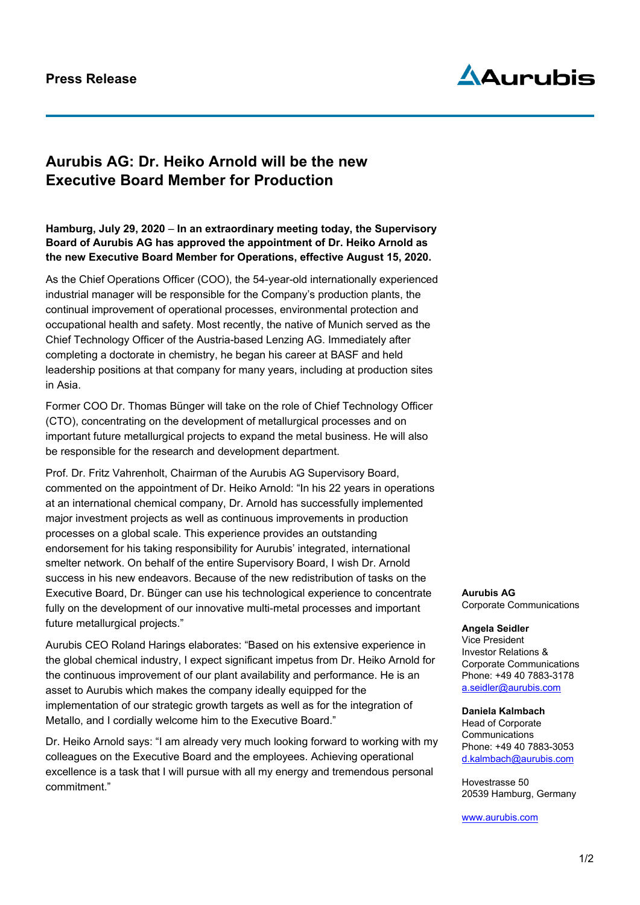**Press Release**

# Aurubis AG: Dr. Heiko Arnold will be the new Executive Board Member for Production

**Hamburg, July 29, 2020 – In an extraordinary meeting today, the Supervisory Board of Aurubis AG has approved the appointment of Dr. Heiko Arnold as the new Executive Board Member for Operations, effective August 15, 2020.**

As the Chief Operations Officer (COO), the 54-year-old internationally experienced industrial manager will be responsible for the Company's production plants, the continual improvement of operational processes, environmental protection and occupational health and safety. Most recently, the native of Munich served as the Chief Technology Officer of the Austria-based Lenzing AG. Immediately after completing a doctorate in chemistry, he began his career at BASF and held leadership positions at that company for many years, including at production sites in Asia.

Former COO Dr. Thomas Bünger will take on the role of Chief Technology Officer (CTO), concentrating on the development of metallurgical processes and on important future metallurgical projects to expand the metal business. He will also be responsible for the research and development department.

Prof. Dr. Fritz Vahrenholt, Chairman of the Aurubis AG Supervisory Board, commented on the appointment of Dr. Heiko Arnold: "In his 22 years in operations at an international chemical company, Dr. Arnold has successfully implemented major investment projects as well as continuous improvements in production processes on a global scale. This experience provides an outstanding endorsement for his taking responsibility for Aurubis' integrated, international smelter network. On behalf of the entire Supervisory Board, I wish Dr. Arnold success in his new endeavors. Because of the new redistribution of tasks on the Executive Board, Dr. Bünger can use his technological experience to concentrate fully on the development of our innovative multi-metal processes and important future metallurgical projects."

Aurubis CEO Roland Harings elaborates: "Based on his extensive experience in the global chemical industry, I expect significant impetus from Dr. Heiko Arnold for the continuous improvement of our plant availability and performance. He is an asset to Aurubis which makes the company ideally equipped for the implementation of our strategic growth targets as well as for the integration of Metallo, and I cordially welcome him to the Executive Board."

Dr. Heiko Arnold says: "I am already very much looking forward to working with my colleagues on the Executive Board and the employees. Achieving operational excellence is a task that I will pursue with all my energy and tremendous personal commitment."

**Aurubis AG**
Corporate Communications

**Angela Seidler**
Vice President
Investor Relations & Corporate Communications
Phone: +49 40 7883-3178
a.seidler@aurubis.com

**Daniela Kalmbach**
Head of Corporate Communications
Phone: +49 40 7883-3053
d.kalmbach@aurubis.com

Hovestrasse 50
20539 Hamburg, Germany

www.aurubis.com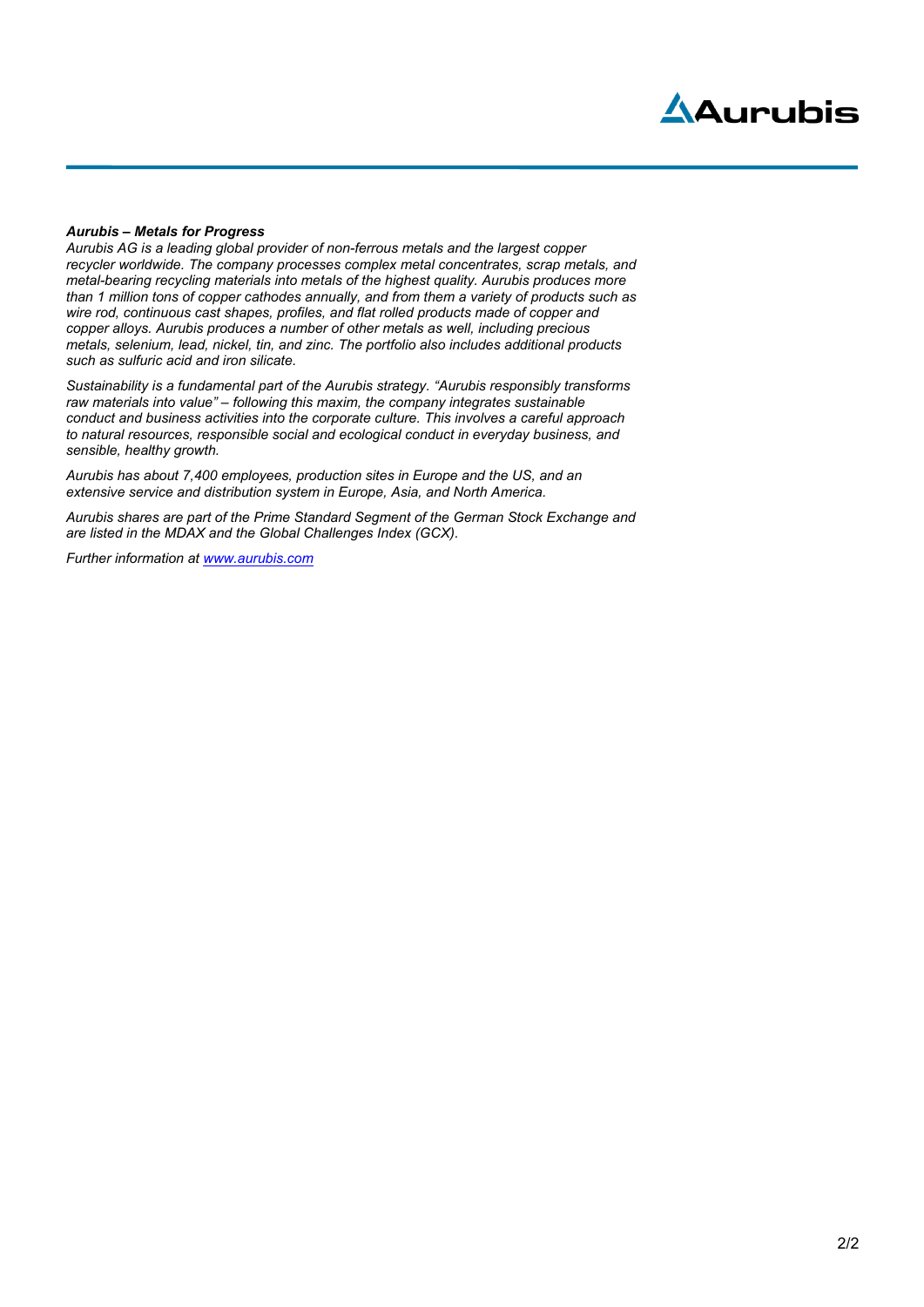***Aurubis – Metals for Progress***

*Aurubis AG is a leading global provider of non-ferrous metals and the largest copper recycler worldwide. The company processes complex metal concentrates, scrap metals, and metal-bearing recycling materials into metals of the highest quality. Aurubis produces more than 1 million tons of copper cathodes annually, and from them a variety of products such as wire rod, continuous cast shapes, profiles, and flat rolled products made of copper and copper alloys. Aurubis produces a number of other metals as well, including precious metals, selenium, lead, nickel, tin, and zinc. The portfolio also includes additional products such as sulfuric acid and iron silicate.*

*Sustainability is a fundamental part of the Aurubis strategy. "Aurubis responsibly transforms raw materials into value" – following this maxim, the company integrates sustainable conduct and business activities into the corporate culture. This involves a careful approach to natural resources, responsible social and ecological conduct in everyday business, and sensible, healthy growth.*

*Aurubis has about 7,400 employees, production sites in Europe and the US, and an extensive service and distribution system in Europe, Asia, and North America.*

*Aurubis shares are part of the Prime Standard Segment of the German Stock Exchange and are listed in the MDAX and the Global Challenges Index (GCX).*

*Further information at [www.aurubis.com](http://www.aurubis.com)*